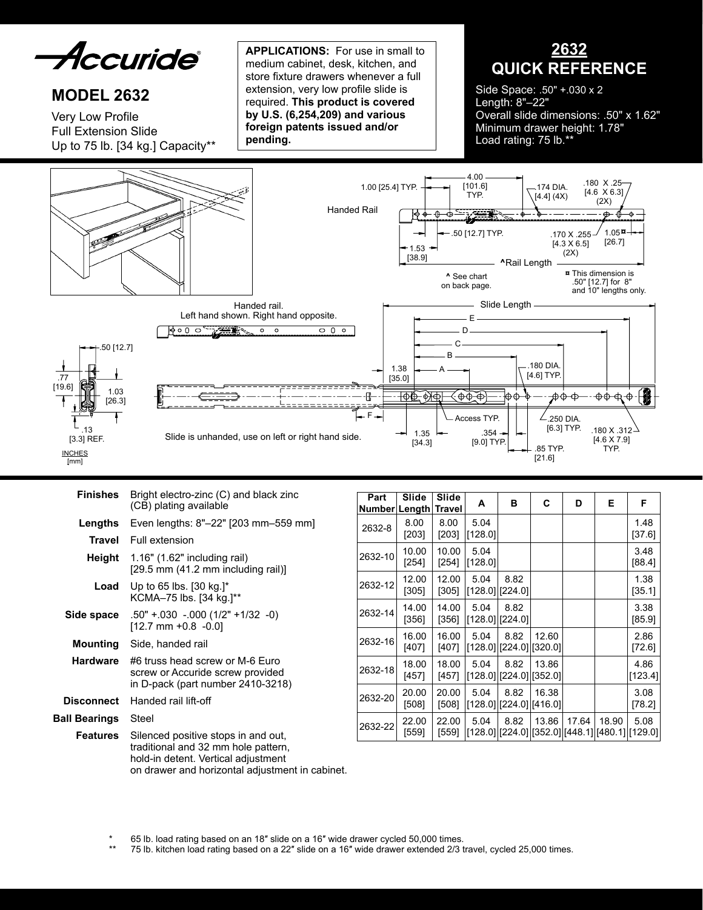# Accuride®

## MODEL 2632

Very Low Profile
Full Extension Slide
Up to 75 lb. [34 kg.] Capacity**

**APPLICATIONS:** For use in small to medium cabinet, desk, kitchen, and store fixture drawers whenever a full extension, very low profile slide is required. **This product is covered by U.S. (6,254,209) and various foreign patents issued and/or pending.**

## 2632 QUICK REFERENCE

Side Space: .50" +.030 x 2
Length: 8"–22"
Overall slide dimensions: .50" x 1.62"
Minimum drawer height: 1.78"
Load rating: 75 lb.**

Handed Rail

1.00 [25.4] TYP. 4.00 [101.6] TYP. .174 DIA. [4.4] (4X) .180 X .25 [4.6 X 6.3] (2X)

.50 [12.7] TYP. 1.53 [38.9] .170 X .255 [4.3 X 6.5] (2X) 1.05¤ [26.7]

^Rail Length

^ See chart on back page.

¤ This dimension is .50" [12.7] for 8" and 10" lengths only.

Handed rail.
Left hand shown. Right hand opposite.

Slide Length

E D C B A

.50 [12.7] .77 [19.6] 1.03 [26.3] .13 [3.3] REF.

1.38 [35.0] F 1.35 [34.3] Access TYP. .354 [9.0] TYP. .180 DIA. [4.6] TYP. .250 DIA. [6.3] TYP. .85 TYP. [21.6] .180 X .312 [4.6 X 7.9] TYP.

Slide is unhanded, use on left or right hand side.

INCHES
[mm]

**Finishes** Bright electro-zinc (C) and black zinc (CB) plating available

**Lengths** Even lengths: 8"–22" [203 mm–559 mm]

**Travel** Full extension

**Height** 1.16" (1.62" including rail) [29.5 mm (41.2 mm including rail)]

**Load** Up to 65 lbs. [30 kg.]* KCMA–75 lbs. [34 kg.]**

**Side space** .50" +.030 -.000 (1/2" +1/32 -0) [12.7 mm +0.8 -0.0]

**Mounting** Side, handed rail

**Hardware** #6 truss head screw or M-6 Euro screw or Accuride screw provided in D-pack (part number 2410-3218)

**Disconnect** Handed rail lift-off

**Ball Bearings** Steel

**Features** Silenced positive stops in and out, traditional and 32 mm hole pattern, hold-in detent. Vertical adjustment on drawer and horizontal adjustment in cabinet.

| Part Number | Slide Length | Slide Travel | A | B | C | D | E | F |
|---|---|---|---|---|---|---|---|---|
| 2632-8 | 8.00 [203] | 8.00 [203] | 5.04 [128.0] | | | | | 1.48 [37.6] |
| 2632-10 | 10.00 [254] | 10.00 [254] | 5.04 [128.0] | | | | | 3.48 [88.4] |
| 2632-12 | 12.00 [305] | 12.00 [305] | 5.04 [128.0] | 8.82 [224.0] | | | | 1.38 [35.1] |
| 2632-14 | 14.00 [356] | 14.00 [356] | 5.04 [128.0] | 8.82 [224.0] | | | | 3.38 [85.9] |
| 2632-16 | 16.00 [407] | 16.00 [407] | 5.04 [128.0] | 8.82 [224.0] | 12.60 [320.0] | | | 2.86 [72.6] |
| 2632-18 | 18.00 [457] | 18.00 [457] | 5.04 [128.0] | 8.82 [224.0] | 13.86 [352.0] | | | 4.86 [123.4] |
| 2632-20 | 20.00 [508] | 20.00 [508] | 5.04 [128.0] | 8.82 [224.0] | 16.38 [416.0] | | | 3.08 [78.2] |
| 2632-22 | 22.00 [559] | 22.00 [559] | 5.04 [128.0] | 8.82 [224.0] | 13.86 [352.0] | 17.64 [448.1] | 18.90 [480.1] | 5.08 [129.0] |

\* 65 lb. load rating based on an 18″ slide on a 16″ wide drawer cycled 50,000 times.

\*\* 75 lb. kitchen load rating based on a 22″ slide on a 16″ wide drawer extended 2/3 travel, cycled 25,000 times.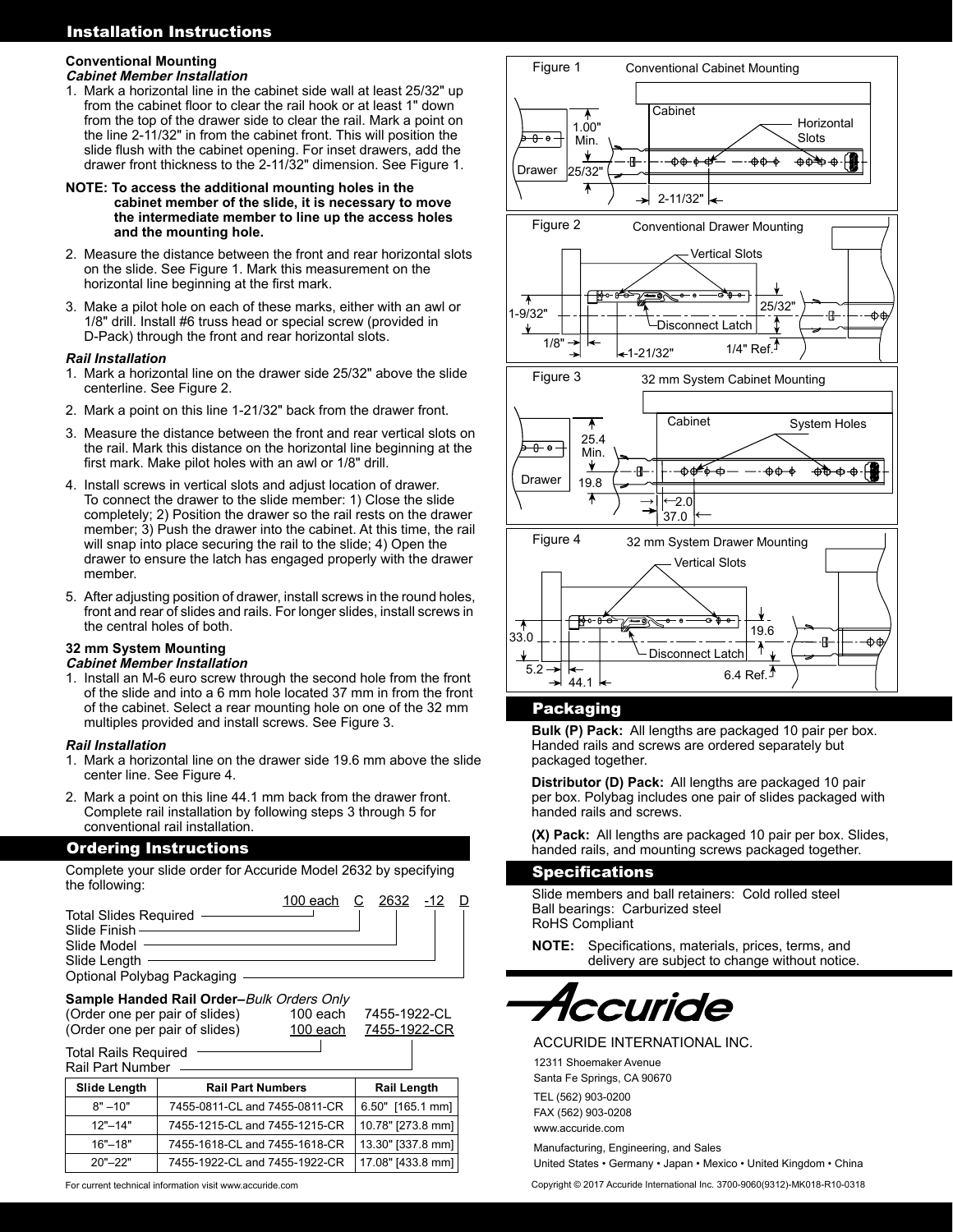## Installation Instructions

### Conventional Mounting

***Cabinet Member Installation***

1. Mark a horizontal line in the cabinet side wall at least 25/32" up from the cabinet floor to clear the rail hook or at least 1" down from the top of the drawer side to clear the rail. Mark a point on the line 2-11/32" in from the cabinet front. This will position the slide flush with the cabinet opening. For inset drawers, add the drawer front thickness to the 2-11/32" dimension. See Figure 1.

**NOTE: To access the additional mounting holes in the cabinet member of the slide, it is necessary to move the intermediate member to line up the access holes and the mounting hole.**

2. Measure the distance between the front and rear horizontal slots on the slide. See Figure 1. Mark this measurement on the horizontal line beginning at the first mark.
3. Make a pilot hole on each of these marks, either with an awl or 1/8" drill. Install #6 truss head or special screw (provided in D-Pack) through the front and rear horizontal slots.

***Rail Installation***

1. Mark a horizontal line on the drawer side 25/32" above the slide centerline. See Figure 2.
2. Mark a point on this line 1-21/32" back from the drawer front.
3. Measure the distance between the front and rear vertical slots on the rail. Mark this distance on the horizontal line beginning at the first mark. Make pilot holes with an awl or 1/8" drill.
4. Install screws in vertical slots and adjust location of drawer. To connect the drawer to the slide member: 1) Close the slide completely; 2) Position the drawer so the rail rests on the drawer member; 3) Push the drawer into the cabinet. At this time, the rail will snap into place securing the rail to the slide; 4) Open the drawer to ensure the latch has engaged properly with the drawer member.
5. After adjusting position of drawer, install screws in the round holes, front and rear of slides and rails. For longer slides, install screws in the central holes of both.

### 32 mm System Mounting

***Cabinet Member Installation***

1. Install an M-6 euro screw through the second hole from the front of the slide and into a 6 mm hole located 37 mm in from the front of the cabinet. Select a rear mounting hole on one of the 32 mm multiples provided and install screws. See Figure 3.

***Rail Installation***

1. Mark a horizontal line on the drawer side 19.6 mm above the slide center line. See Figure 4.
2. Mark a point on this line 44.1 mm back from the drawer front. Complete rail installation by following steps 3 through 5 for conventional rail installation.

Figure 1 Conventional Cabinet Mounting

Cabinet
Horizontal Slots
1.00" Min.
Drawer
25/32"
2-11/32"

Figure 2 Conventional Drawer Mounting

Vertical Slots
1-9/32"
25/32"
Disconnect Latch
1/8"
1-21/32"
1/4" Ref.

Figure 3 32 mm System Cabinet Mounting

Cabinet
System Holes
25.4 Min.
Drawer
19.8
2.0
37.0

Figure 4 32 mm System Drawer Mounting

Vertical Slots
33.0
19.6
Disconnect Latch
5.2
44.1
6.4 Ref.

## Ordering Instructions

Complete your slide order for Accuride Model 2632 by specifying the following:

100 each C 2632 -12 D

- Total Slides Required — 100 each
- Slide Finish — C
- Slide Model — 2632
- Slide Length — -12
- Optional Polybag Packaging — D

**Sample Handed Rail Order–*Bulk Orders Only***

| | | |
|---|---|---|
| (Order one per pair of slides) | 100 each | 7455-1922-CL |
| (Order one per pair of slides) | 100 each | 7455-1922-CR |

Total Rails Required
Rail Part Number

| Slide Length | Rail Part Numbers | Rail Length |
|---|---|---|
| 8" –10" | 7455-0811-CL and 7455-0811-CR | 6.50" [165.1 mm] |
| 12"–14" | 7455-1215-CL and 7455-1215-CR | 10.78" [273.8 mm] |
| 16"–18" | 7455-1618-CL and 7455-1618-CR | 13.30" [337.8 mm] |
| 20"–22" | 7455-1922-CL and 7455-1922-CR | 17.08" [433.8 mm] |

For current technical information visit www.accuride.com

## Packaging

**Bulk (P) Pack:** All lengths are packaged 10 pair per box. Handed rails and screws are ordered separately but packaged together.

**Distributor (D) Pack:** All lengths are packaged 10 pair per box. Polybag includes one pair of slides packaged with handed rails and screws.

**(X) Pack:** All lengths are packaged 10 pair per box. Slides, handed rails, and mounting screws packaged together.

## Specifications

Slide members and ball retainers: Cold rolled steel
Ball bearings: Carburized steel
RoHS Compliant

**NOTE:** Specifications, materials, prices, terms, and delivery are subject to change without notice.

Accuride

ACCURIDE INTERNATIONAL INC.

12311 Shoemaker Avenue
Santa Fe Springs, CA 90670

TEL (562) 903-0200
FAX (562) 903-0208
www.accuride.com

Manufacturing, Engineering, and Sales
United States • Germany • Japan • Mexico • United Kingdom • China

Copyright © 2017 Accuride International Inc. 3700-9060(9312)-MK018-R10-0318